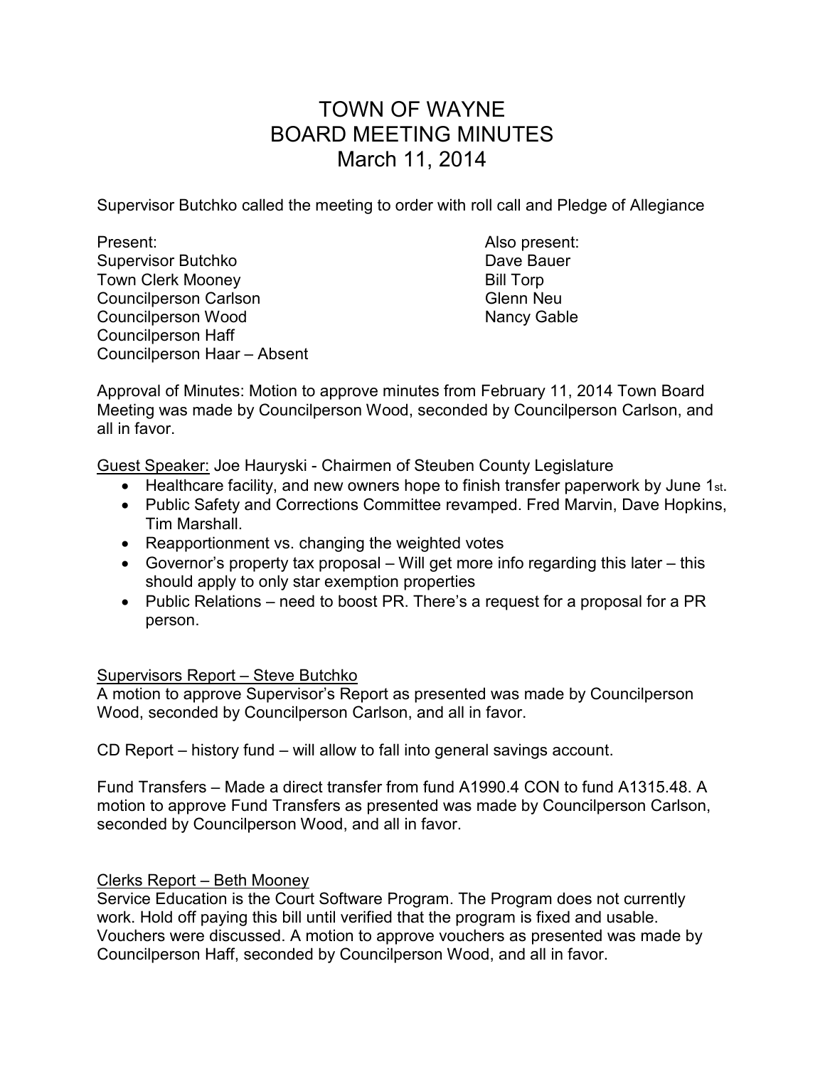# TOWN OF WAYNE
# BOARD MEETING MINUTES
# March 11, 2014

Supervisor Butchko called the meeting to order with roll call and Pledge of Allegiance

Present:
Supervisor Butchko
Town Clerk Mooney
Councilperson Carlson
Councilperson Wood
Councilperson Haff
Councilperson Haar – Absent

Also present:
Dave Bauer
Bill Torp
Glenn Neu
Nancy Gable

Approval of Minutes: Motion to approve minutes from February 11, 2014 Town Board Meeting was made by Councilperson Wood, seconded by Councilperson Carlson, and all in favor.

<u>Guest Speaker:</u> Joe Hauryski - Chairmen of Steuben County Legislature

- Healthcare facility, and new owners hope to finish transfer paperwork by June 1st.
- Public Safety and Corrections Committee revamped. Fred Marvin, Dave Hopkins, Tim Marshall.
- Reapportionment vs. changing the weighted votes
- Governor's property tax proposal – Will get more info regarding this later – this should apply to only star exemption properties
- Public Relations – need to boost PR. There's a request for a proposal for a PR person.

<u>Supervisors Report – Steve Butchko</u>
A motion to approve Supervisor's Report as presented was made by Councilperson Wood, seconded by Councilperson Carlson, and all in favor.

CD Report – history fund – will allow to fall into general savings account.

Fund Transfers – Made a direct transfer from fund A1990.4 CON to fund A1315.48. A motion to approve Fund Transfers as presented was made by Councilperson Carlson, seconded by Councilperson Wood, and all in favor.

<u>Clerks Report – Beth Mooney</u>
Service Education is the Court Software Program. The Program does not currently work. Hold off paying this bill until verified that the program is fixed and usable. Vouchers were discussed. A motion to approve vouchers as presented was made by Councilperson Haff, seconded by Councilperson Wood, and all in favor.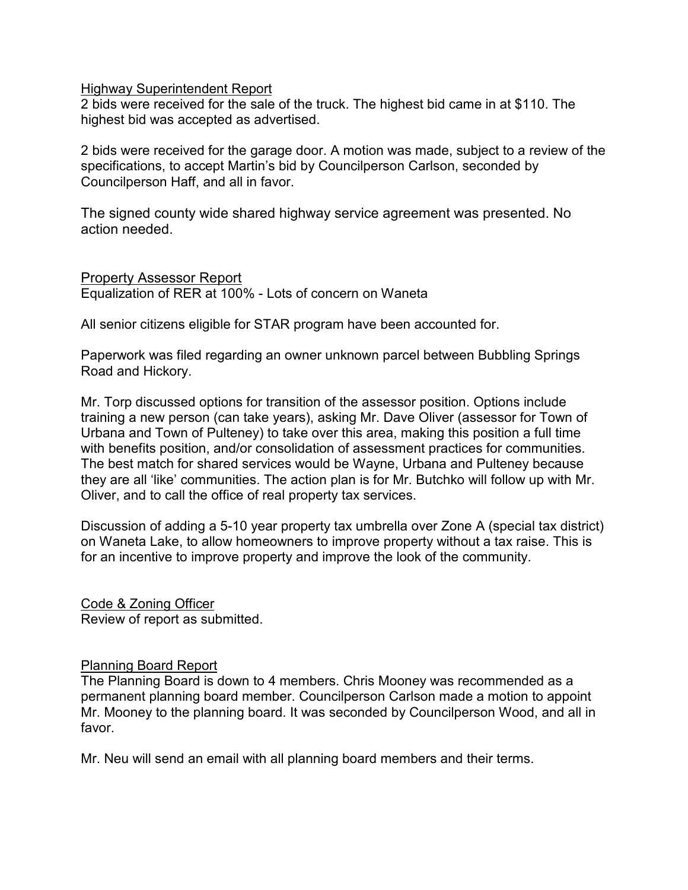## Highway Superintendent Report

2 bids were received for the sale of the truck. The highest bid came in at $110. The highest bid was accepted as advertised.

2 bids were received for the garage door. A motion was made, subject to a review of the specifications, to accept Martin's bid by Councilperson Carlson, seconded by Councilperson Haff, and all in favor.

The signed county wide shared highway service agreement was presented. No action needed.

## Property Assessor Report

Equalization of RER at 100% - Lots of concern on Waneta

All senior citizens eligible for STAR program have been accounted for.

Paperwork was filed regarding an owner unknown parcel between Bubbling Springs Road and Hickory.

Mr. Torp discussed options for transition of the assessor position. Options include training a new person (can take years), asking Mr. Dave Oliver (assessor for Town of Urbana and Town of Pulteney) to take over this area, making this position a full time with benefits position, and/or consolidation of assessment practices for communities. The best match for shared services would be Wayne, Urbana and Pulteney because they are all 'like' communities. The action plan is for Mr. Butchko will follow up with Mr. Oliver, and to call the office of real property tax services.

Discussion of adding a 5-10 year property tax umbrella over Zone A (special tax district) on Waneta Lake, to allow homeowners to improve property without a tax raise. This is for an incentive to improve property and improve the look of the community.

## Code & Zoning Officer

Review of report as submitted.

## Planning Board Report

The Planning Board is down to 4 members. Chris Mooney was recommended as a permanent planning board member. Councilperson Carlson made a motion to appoint Mr. Mooney to the planning board. It was seconded by Councilperson Wood, and all in favor.

Mr. Neu will send an email with all planning board members and their terms.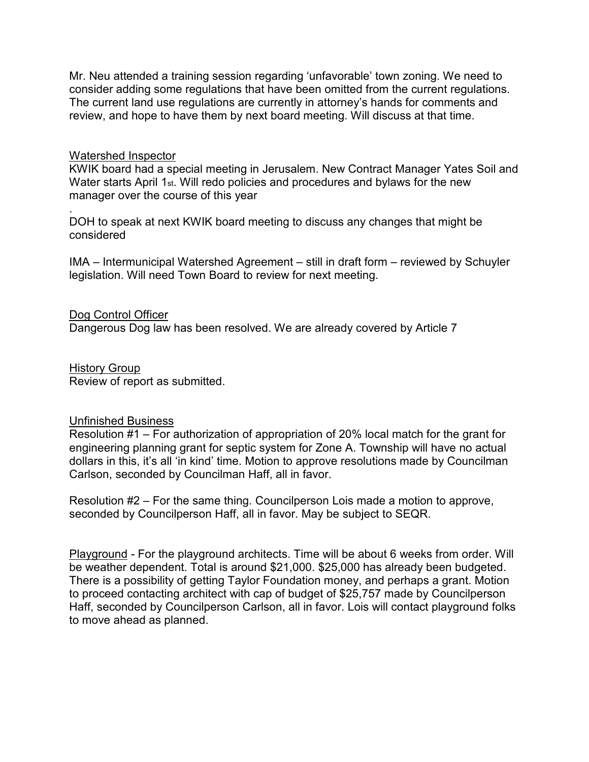Mr. Neu attended a training session regarding 'unfavorable' town zoning. We need to consider adding some regulations that have been omitted from the current regulations. The current land use regulations are currently in attorney's hands for comments and review, and hope to have them by next board meeting. Will discuss at that time.

Watershed Inspector

KWIK board had a special meeting in Jerusalem. New Contract Manager Yates Soil and Water starts April 1st. Will redo policies and procedures and bylaws for the new manager over the course of this year

.

DOH to speak at next KWIK board meeting to discuss any changes that might be considered

IMA – Intermunicipal Watershed Agreement – still in draft form – reviewed by Schuyler legislation. Will need Town Board to review for next meeting.

Dog Control Officer

Dangerous Dog law has been resolved. We are already covered by Article 7

History Group

Review of report as submitted.

Unfinished Business

Resolution #1 – For authorization of appropriation of 20% local match for the grant for engineering planning grant for septic system for Zone A. Township will have no actual dollars in this, it's all 'in kind' time. Motion to approve resolutions made by Councilman Carlson, seconded by Councilman Haff, all in favor.

Resolution #2 – For the same thing. Councilperson Lois made a motion to approve, seconded by Councilperson Haff, all in favor. May be subject to SEQR.

Playground - For the playground architects. Time will be about 6 weeks from order. Will be weather dependent. Total is around $21,000. $25,000 has already been budgeted. There is a possibility of getting Taylor Foundation money, and perhaps a grant. Motion to proceed contacting architect with cap of budget of $25,757 made by Councilperson Haff, seconded by Councilperson Carlson, all in favor. Lois will contact playground folks to move ahead as planned.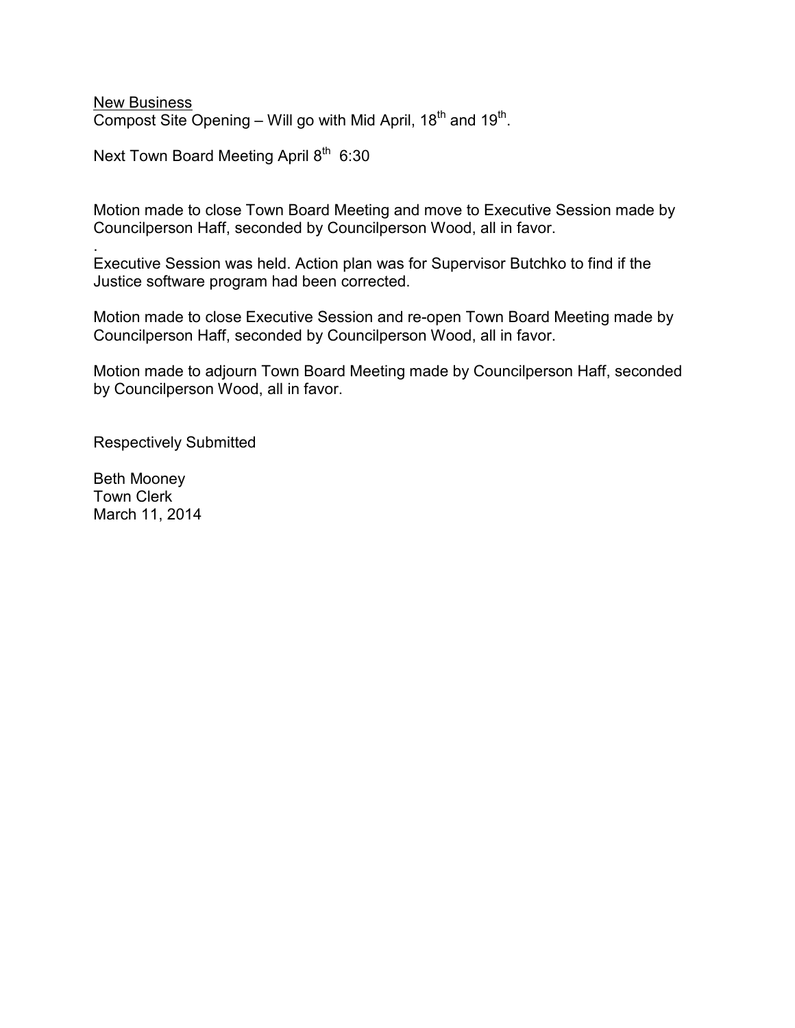New Business

Compost Site Opening – Will go with Mid April, 18th and 19th.

Next Town Board Meeting April 8th 6:30

Motion made to close Town Board Meeting and move to Executive Session made by Councilperson Haff, seconded by Councilperson Wood, all in favor.

.

Executive Session was held. Action plan was for Supervisor Butchko to find if the Justice software program had been corrected.

Motion made to close Executive Session and re-open Town Board Meeting made by Councilperson Haff, seconded by Councilperson Wood, all in favor.

Motion made to adjourn Town Board Meeting made by Councilperson Haff, seconded by Councilperson Wood, all in favor.

Respectively Submitted

Beth Mooney
Town Clerk
March 11, 2014